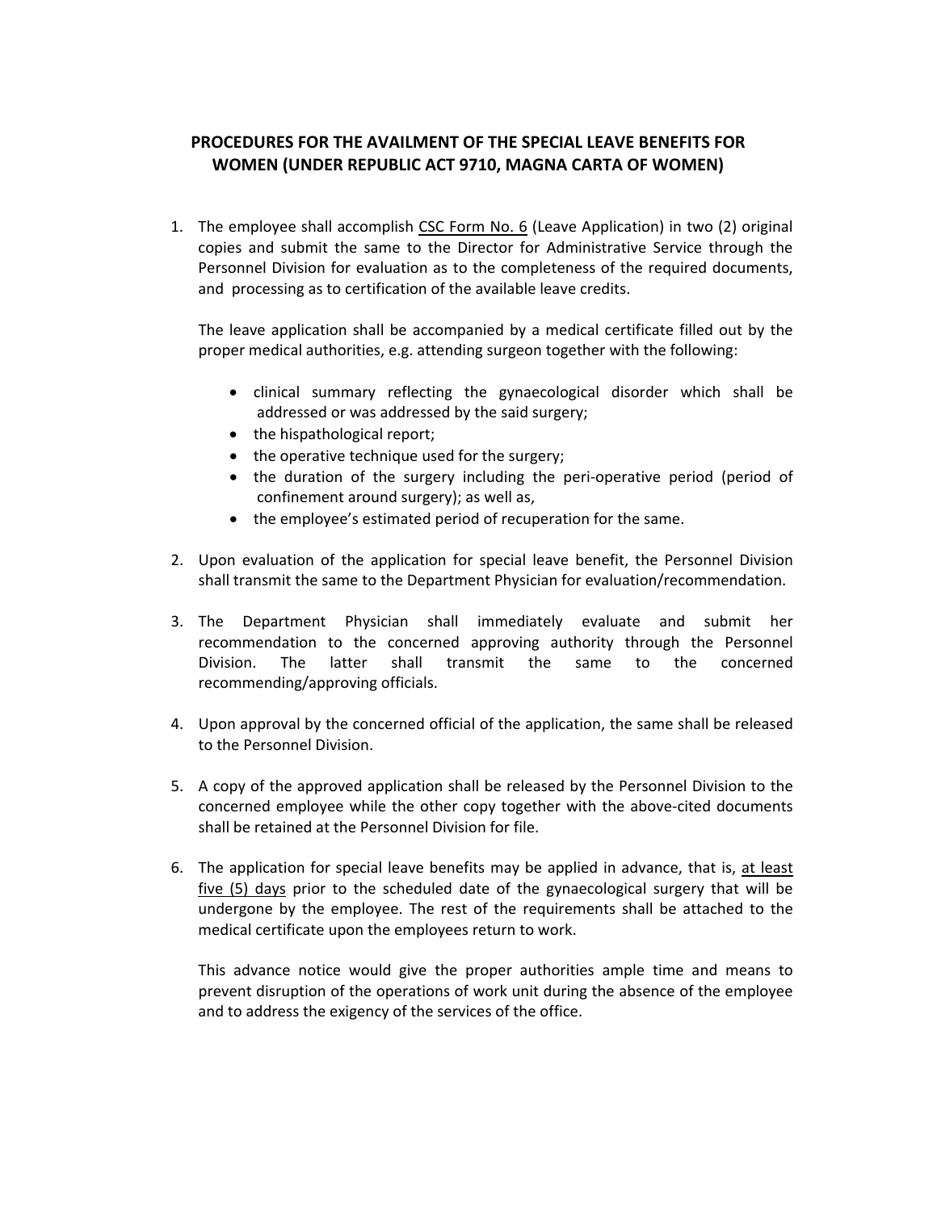# PROCEDURES FOR THE AVAILMENT OF THE SPECIAL LEAVE BENEFITS FOR WOMEN (UNDER REPUBLIC ACT 9710, MAGNA CARTA OF WOMEN)

1. The employee shall accomplish <u>CSC Form No. 6</u> (Leave Application) in two (2) original copies and submit the same to the Director for Administrative Service through the Personnel Division for evaluation as to the completeness of the required documents, and processing as to certification of the available leave credits.

   The leave application shall be accompanied by a medical certificate filled out by the proper medical authorities, e.g. attending surgeon together with the following:

   - clinical summary reflecting the gynaecological disorder which shall be addressed or was addressed by the said surgery;
   - the hispathological report;
   - the operative technique used for the surgery;
   - the duration of the surgery including the peri-operative period (period of confinement around surgery); as well as,
   - the employee's estimated period of recuperation for the same.

2. Upon evaluation of the application for special leave benefit, the Personnel Division shall transmit the same to the Department Physician for evaluation/recommendation.

3. The Department Physician shall immediately evaluate and submit her recommendation to the concerned approving authority through the Personnel Division. The latter shall transmit the same to the concerned recommending/approving officials.

4. Upon approval by the concerned official of the application, the same shall be released to the Personnel Division.

5. A copy of the approved application shall be released by the Personnel Division to the concerned employee while the other copy together with the above-cited documents shall be retained at the Personnel Division for file.

6. The application for special leave benefits may be applied in advance, that is, <u>at least five (5) days</u> prior to the scheduled date of the gynaecological surgery that will be undergone by the employee. The rest of the requirements shall be attached to the medical certificate upon the employees return to work.

   This advance notice would give the proper authorities ample time and means to prevent disruption of the operations of work unit during the absence of the employee and to address the exigency of the services of the office.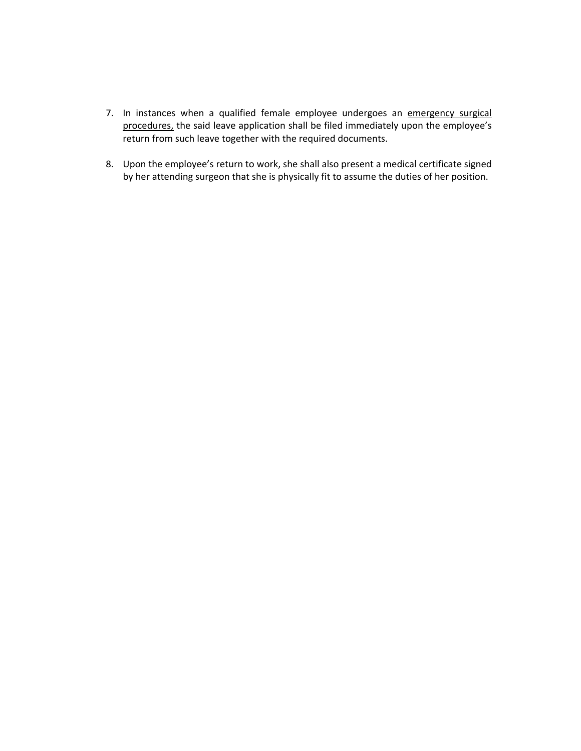7. In instances when a qualified female employee undergoes an <u>emergency surgical procedures,</u> the said leave application shall be filed immediately upon the employee's return from such leave together with the required documents.

8. Upon the employee's return to work, she shall also present a medical certificate signed by her attending surgeon that she is physically fit to assume the duties of her position.